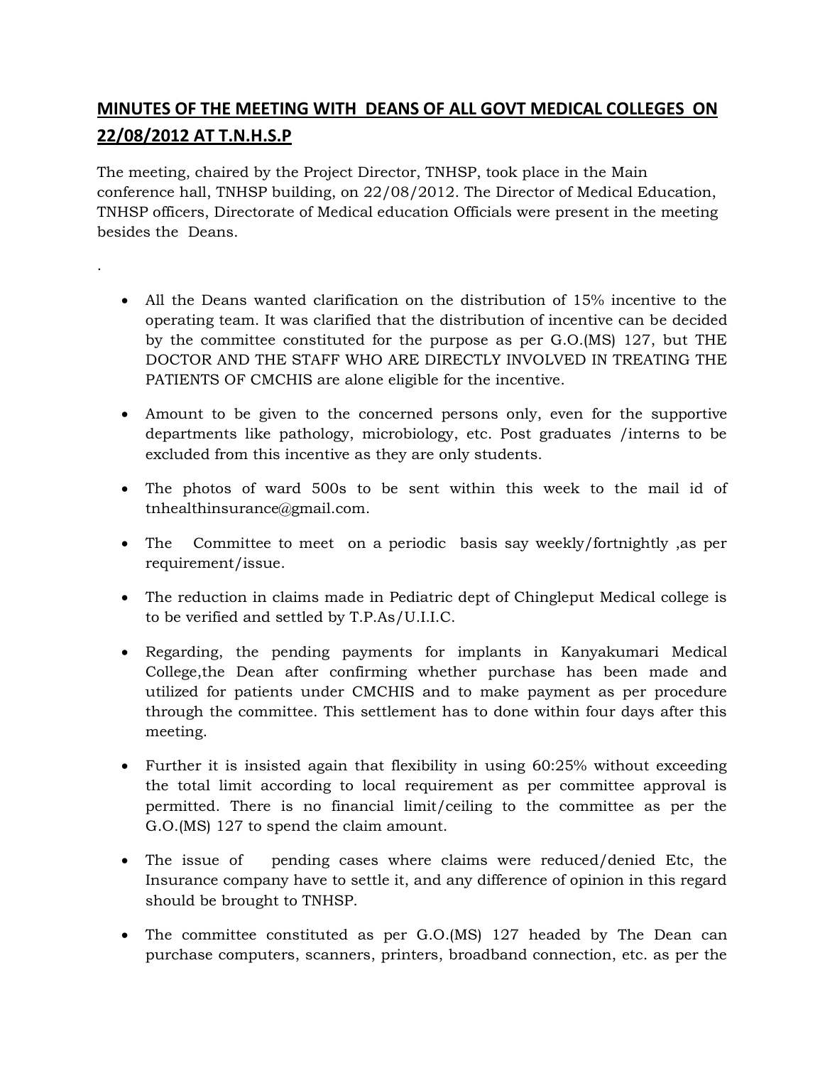# MINUTES OF THE MEETING WITH DEANS OF ALL GOVT MEDICAL COLLEGES ON 22/08/2012 AT T.N.H.S.P

The meeting, chaired by the Project Director, TNHSP, took place in the Main conference hall, TNHSP building, on 22/08/2012. The Director of Medical Education, TNHSP officers, Directorate of Medical education Officials were present in the meeting besides the Deans.

.

- All the Deans wanted clarification on the distribution of 15% incentive to the operating team. It was clarified that the distribution of incentive can be decided by the committee constituted for the purpose as per G.O.(MS) 127, but THE DOCTOR AND THE STAFF WHO ARE DIRECTLY INVOLVED IN TREATING THE PATIENTS OF CMCHIS are alone eligible for the incentive.

- Amount to be given to the concerned persons only, even for the supportive departments like pathology, microbiology, etc. Post graduates /interns to be excluded from this incentive as they are only students.

- The photos of ward 500s to be sent within this week to the mail id of tnhealthinsurance@gmail.com.

- The Committee to meet on a periodic basis say weekly/fortnightly ,as per requirement/issue.

- The reduction in claims made in Pediatric dept of Chingleput Medical college is to be verified and settled by T.P.As/U.I.I.C.

- Regarding, the pending payments for implants in Kanyakumari Medical College,the Dean after confirming whether purchase has been made and utilized for patients under CMCHIS and to make payment as per procedure through the committee. This settlement has to done within four days after this meeting.

- Further it is insisted again that flexibility in using 60:25% without exceeding the total limit according to local requirement as per committee approval is permitted. There is no financial limit/ceiling to the committee as per the G.O.(MS) 127 to spend the claim amount.

- The issue of pending cases where claims were reduced/denied Etc, the Insurance company have to settle it, and any difference of opinion in this regard should be brought to TNHSP.

- The committee constituted as per G.O.(MS) 127 headed by The Dean can purchase computers, scanners, printers, broadband connection, etc. as per the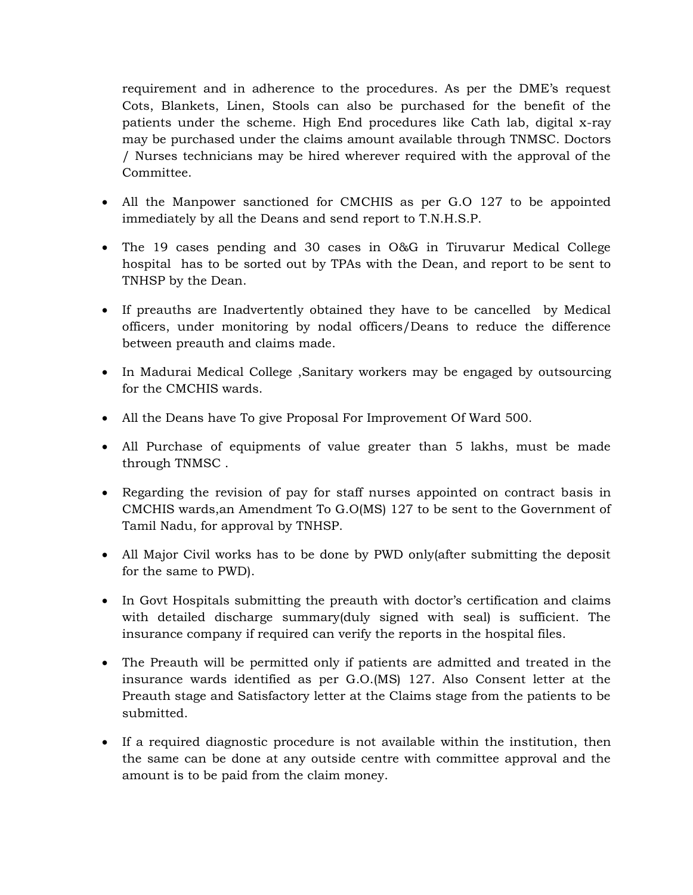requirement and in adherence to the procedures. As per the DME's request Cots, Blankets, Linen, Stools can also be purchased for the benefit of the patients under the scheme. High End procedures like Cath lab, digital x-ray may be purchased under the claims amount available through TNMSC. Doctors / Nurses technicians may be hired wherever required with the approval of the Committee.

- All the Manpower sanctioned for CMCHIS as per G.O 127 to be appointed immediately by all the Deans and send report to T.N.H.S.P.
- The 19 cases pending and 30 cases in O&G in Tiruvarur Medical College hospital has to be sorted out by TPAs with the Dean, and report to be sent to TNHSP by the Dean.
- If preauths are Inadvertently obtained they have to be cancelled by Medical officers, under monitoring by nodal officers/Deans to reduce the difference between preauth and claims made.
- In Madurai Medical College ,Sanitary workers may be engaged by outsourcing for the CMCHIS wards.
- All the Deans have To give Proposal For Improvement Of Ward 500.
- All Purchase of equipments of value greater than 5 lakhs, must be made through TNMSC .
- Regarding the revision of pay for staff nurses appointed on contract basis in CMCHIS wards,an Amendment To G.O(MS) 127 to be sent to the Government of Tamil Nadu, for approval by TNHSP.
- All Major Civil works has to be done by PWD only(after submitting the deposit for the same to PWD).
- In Govt Hospitals submitting the preauth with doctor's certification and claims with detailed discharge summary(duly signed with seal) is sufficient. The insurance company if required can verify the reports in the hospital files.
- The Preauth will be permitted only if patients are admitted and treated in the insurance wards identified as per G.O.(MS) 127. Also Consent letter at the Preauth stage and Satisfactory letter at the Claims stage from the patients to be submitted.
- If a required diagnostic procedure is not available within the institution, then the same can be done at any outside centre with committee approval and the amount is to be paid from the claim money.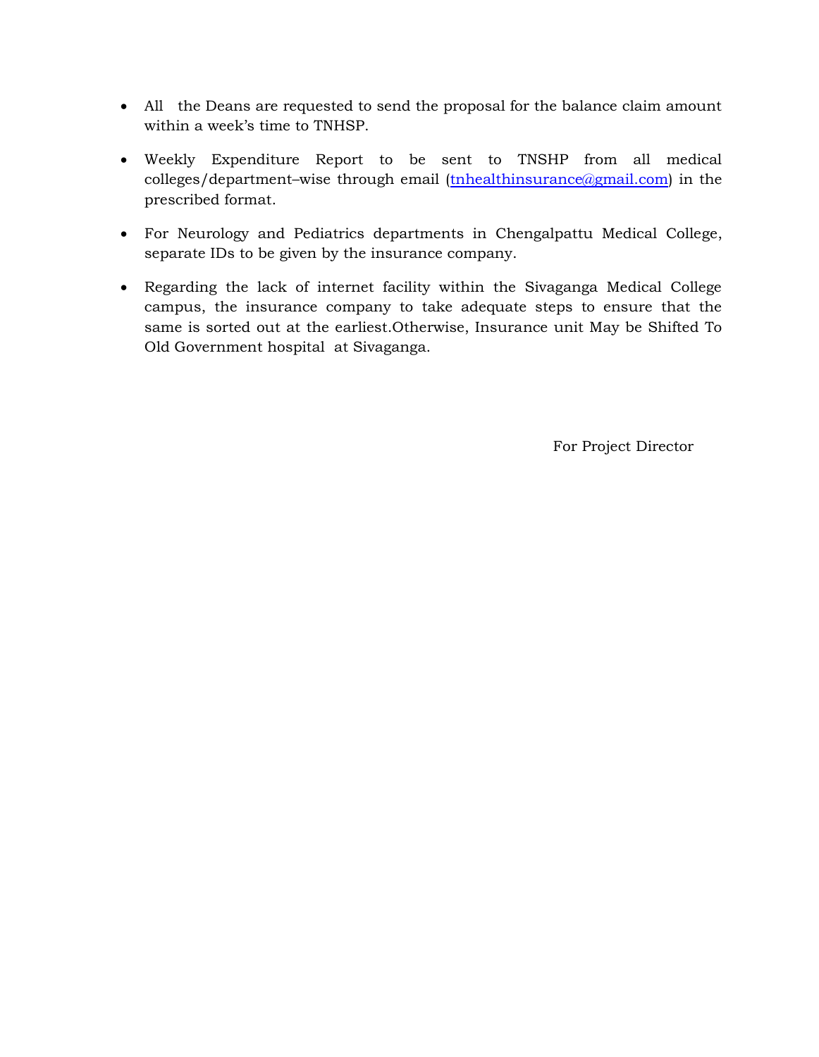- All the Deans are requested to send the proposal for the balance claim amount within a week's time to TNHSP.

- Weekly Expenditure Report to be sent to TNSHP from all medical colleges/department–wise through email (tnhealthinsurance@gmail.com) in the prescribed format.

- For Neurology and Pediatrics departments in Chengalpattu Medical College, separate IDs to be given by the insurance company.

- Regarding the lack of internet facility within the Sivaganga Medical College campus, the insurance company to take adequate steps to ensure that the same is sorted out at the earliest.Otherwise, Insurance unit May be Shifted To Old Government hospital at Sivaganga.

For Project Director